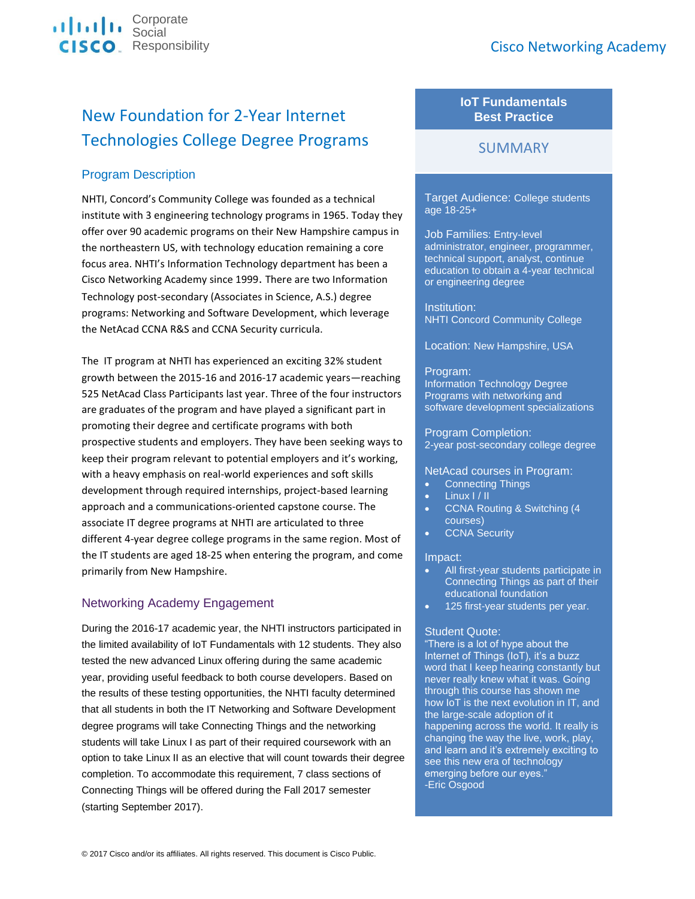Cisco Corporate Social Responsibility

Cisco Networking Academy

# New Foundation for 2-Year Internet Technologies College Degree Programs

## Program Description

NHTI, Concord's Community College was founded as a technical institute with 3 engineering technology programs in 1965. Today they offer over 90 academic programs on their New Hampshire campus in the northeastern US, with technology education remaining a core focus area. NHTI's Information Technology department has been a Cisco Networking Academy since 1999. There are two Information Technology post-secondary (Associates in Science, A.S.) degree programs: Networking and Software Development, which leverage the NetAcad CCNA R&S and CCNA Security curricula.

The IT program at NHTI has experienced an exciting 32% student growth between the 2015-16 and 2016-17 academic years—reaching 525 NetAcad Class Participants last year. Three of the four instructors are graduates of the program and have played a significant part in promoting their degree and certificate programs with both prospective students and employers. They have been seeking ways to keep their program relevant to potential employers and it's working, with a heavy emphasis on real-world experiences and soft skills development through required internships, project-based learning approach and a communications-oriented capstone course. The associate IT degree programs at NHTI are articulated to three different 4-year degree college programs in the same region. Most of the IT students are aged 18-25 when entering the program, and come primarily from New Hampshire.

## Networking Academy Engagement

During the 2016-17 academic year, the NHTI instructors participated in the limited availability of IoT Fundamentals with 12 students. They also tested the new advanced Linux offering during the same academic year, providing useful feedback to both course developers. Based on the results of these testing opportunities, the NHTI faculty determined that all students in both the IT Networking and Software Development degree programs will take Connecting Things and the networking students will take Linux I as part of their required coursework with an option to take Linux II as an elective that will count towards their degree completion. To accommodate this requirement, 7 class sections of Connecting Things will be offered during the Fall 2017 semester (starting September 2017).

## IoT Fundamentals Best Practice

### SUMMARY

**Target Audience:** College students age 18-25+

**Job Families:** Entry-level administrator, engineer, programmer, technical support, analyst, continue education to obtain a 4-year technical or engineering degree

**Institution:**
NHTI Concord Community College

**Location:** New Hampshire, USA

**Program:**
Information Technology Degree Programs with networking and software development specializations

**Program Completion:**
2-year post-secondary college degree

**NetAcad courses in Program:**
- Connecting Things
- Linux I / II
- CCNA Routing & Switching (4 courses)
- CCNA Security

**Impact:**
- All first-year students participate in Connecting Things as part of their educational foundation
- 125 first-year students per year.

**Student Quote:**
"There is a lot of hype about the Internet of Things (IoT), it's a buzz word that I keep hearing constantly but never really knew what it was. Going through this course has shown me how IoT is the next evolution in IT, and the large-scale adoption of it happening across the world. It really is changing the way the live, work, play, and learn and it's extremely exciting to see this new era of technology emerging before our eyes."
-Eric Osgood

© 2017 Cisco and/or its affiliates. All rights reserved. This document is Cisco Public.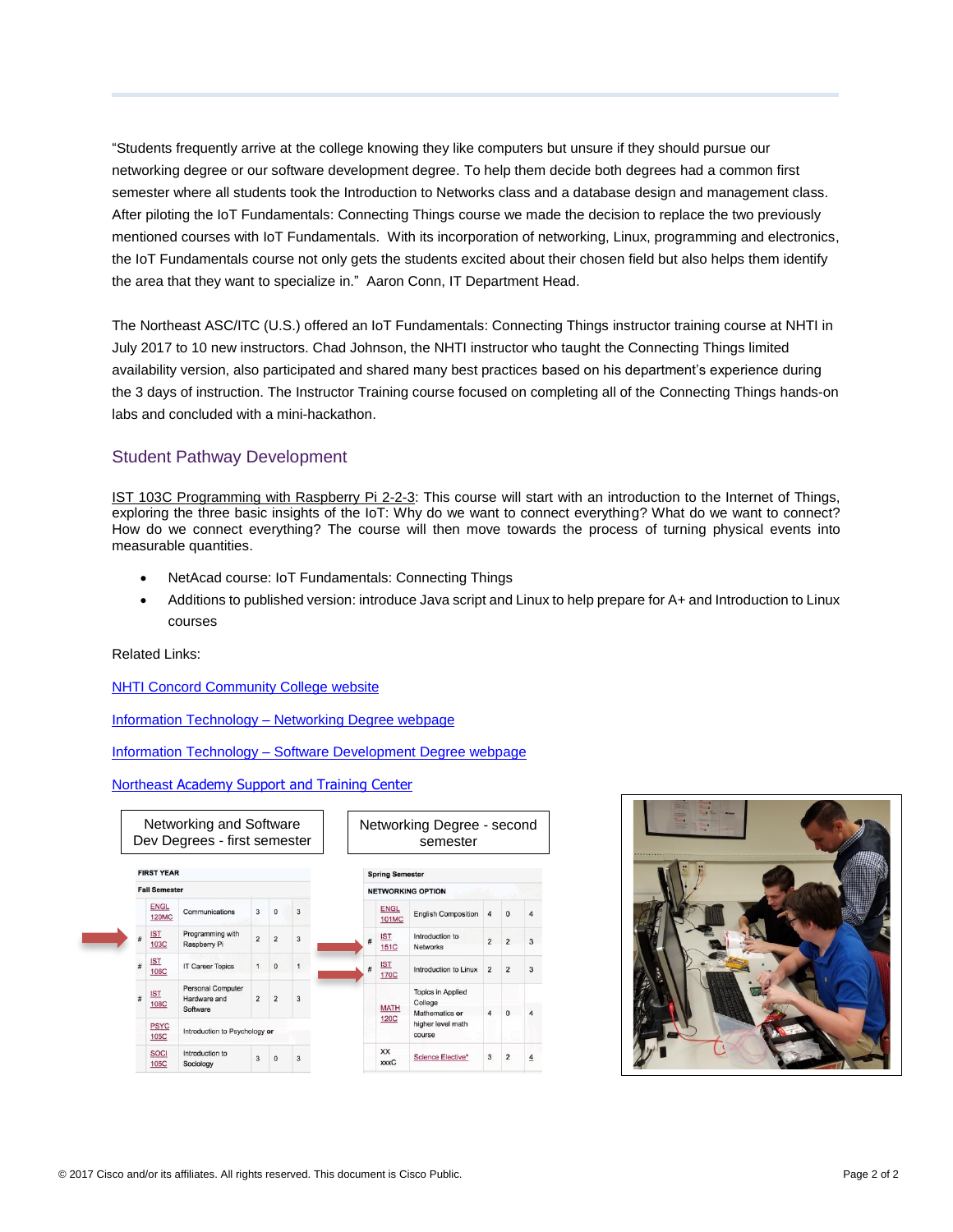"Students frequently arrive at the college knowing they like computers but unsure if they should pursue our networking degree or our software development degree. To help them decide both degrees had a common first semester where all students took the Introduction to Networks class and a database design and management class. After piloting the IoT Fundamentals: Connecting Things course we made the decision to replace the two previously mentioned courses with IoT Fundamentals. With its incorporation of networking, Linux, programming and electronics, the IoT Fundamentals course not only gets the students excited about their chosen field but also helps them identify the area that they want to specialize in." Aaron Conn, IT Department Head.

The Northeast ASC/ITC (U.S.) offered an IoT Fundamentals: Connecting Things instructor training course at NHTI in July 2017 to 10 new instructors. Chad Johnson, the NHTI instructor who taught the Connecting Things limited availability version, also participated and shared many best practices based on his department's experience during the 3 days of instruction. The Instructor Training course focused on completing all of the Connecting Things hands-on labs and concluded with a mini-hackathon.

## Student Pathway Development

IST 103C Programming with Raspberry Pi 2-2-3: This course will start with an introduction to the Internet of Things, exploring the three basic insights of the IoT: Why do we want to connect everything? What do we want to connect? How do we connect everything? The course will then move towards the process of turning physical events into measurable quantities.

- NetAcad course: IoT Fundamentals: Connecting Things
- Additions to published version: introduce Java script and Linux to help prepare for A+ and Introduction to Linux courses

Related Links:

NHTI Concord Community College website

Information Technology – Networking Degree webpage

Information Technology – Software Development Degree webpage

Northeast Academy Support and Training Center

Networking and Software Dev Degrees - first semester

FIRST YEAR

Fall Semester

| | | | | | |
|---|---|---|---|---|---|
| | ENGL 120MC | Communications | 3 | 0 | 3 |
| # | IST 103C | Programming with Raspberry Pi | 2 | 2 | 3 |
| # | IST 106C | IT Career Topics | 1 | 0 | 1 |
| # | IST 108C | Personal Computer Hardware and Software | 2 | 2 | 3 |
| | PSYC 105C | Introduction to Psychology **or** | | | |
| | SOCI 105C | Introduction to Sociology | 3 | 0 | 3 |

Networking Degree - second semester

Spring Semester

NETWORKING OPTION

| | | | | | |
|---|---|---|---|---|---|
| | ENGL 101MC | English Composition | 4 | 0 | 4 |
| # | IST 151C | Introduction to Networks | 2 | 2 | 3 |
| # | IST 170C | Introduction to Linux | 2 | 2 | 3 |
| | MATH 120C | Topics in Applied College Mathematics **or** higher level math course | 4 | 0 | 4 |
| | XX xxxC | Science Elective* | 3 | 2 | 4 |